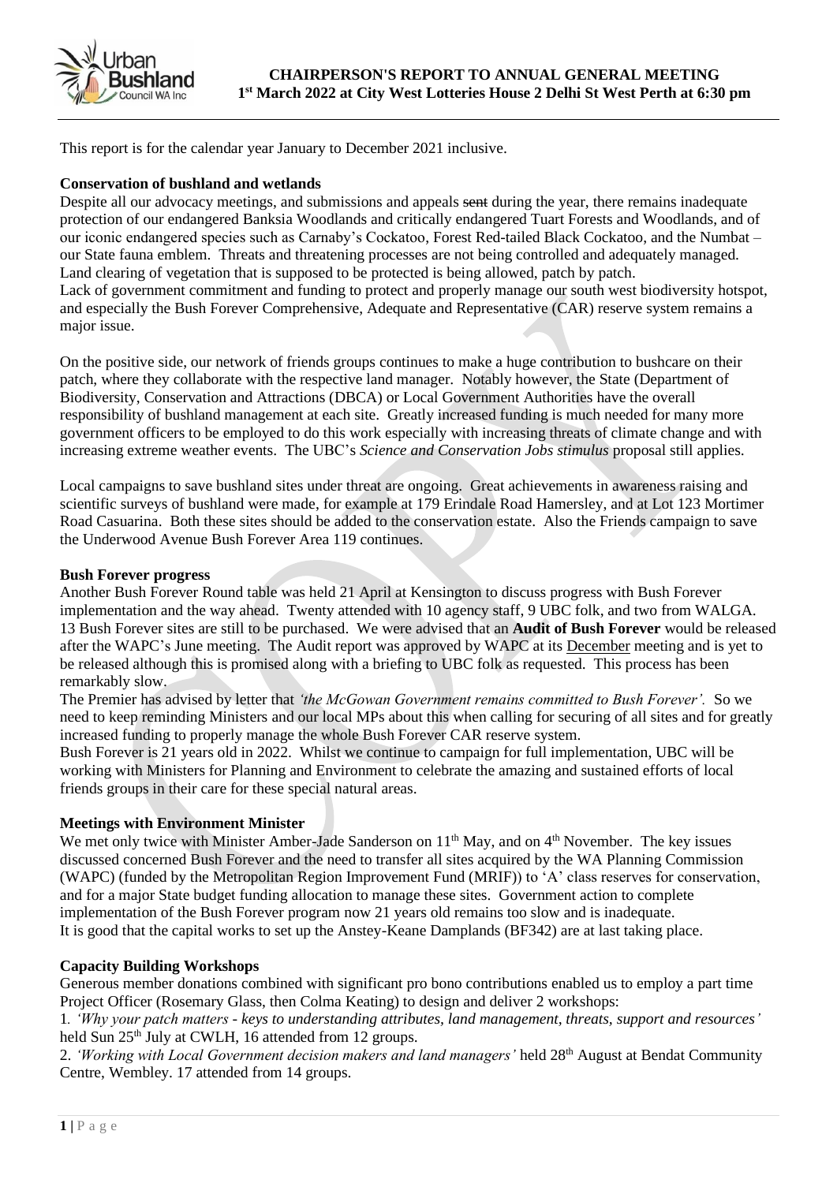# CHAIRPERSON'S REPORT TO ANNUAL GENERAL MEETING
## 1st March 2022 at City West Lotteries House 2 Delhi St West Perth at 6:30 pm

This report is for the calendar year January to December 2021 inclusive.

**Conservation of bushland and wetlands**

Despite all our advocacy meetings, and submissions and appeals ~~sent~~ during the year, there remains inadequate protection of our endangered Banksia Woodlands and critically endangered Tuart Forests and Woodlands, and of our iconic endangered species such as Carnaby's Cockatoo, Forest Red-tailed Black Cockatoo, and the Numbat – our State fauna emblem. Threats and threatening processes are not being controlled and adequately managed. Land clearing of vegetation that is supposed to be protected is being allowed, patch by patch.

Lack of government commitment and funding to protect and properly manage our south west biodiversity hotspot, and especially the Bush Forever Comprehensive, Adequate and Representative (CAR) reserve system remains a major issue.

On the positive side, our network of friends groups continues to make a huge contribution to bushcare on their patch, where they collaborate with the respective land manager. Notably however, the State (Department of Biodiversity, Conservation and Attractions (DBCA) or Local Government Authorities have the overall responsibility of bushland management at each site. Greatly increased funding is much needed for many more government officers to be employed to do this work especially with increasing threats of climate change and with increasing extreme weather events. The UBC's *Science and Conservation Jobs stimulus* proposal still applies.

Local campaigns to save bushland sites under threat are ongoing. Great achievements in awareness raising and scientific surveys of bushland were made, for example at 179 Erindale Road Hamersley, and at Lot 123 Mortimer Road Casuarina. Both these sites should be added to the conservation estate. Also the Friends campaign to save the Underwood Avenue Bush Forever Area 119 continues.

**Bush Forever progress**

Another Bush Forever Round table was held 21 April at Kensington to discuss progress with Bush Forever implementation and the way ahead. Twenty attended with 10 agency staff, 9 UBC folk, and two from WALGA. 13 Bush Forever sites are still to be purchased. We were advised that an **Audit of Bush Forever** would be released after the WAPC's June meeting. The Audit report was approved by WAPC at its <u>December</u> meeting and is yet to be released although this is promised along with a briefing to UBC folk as requested. This process has been remarkably slow.

The Premier has advised by letter that *'the McGowan Government remains committed to Bush Forever'.* So we need to keep reminding Ministers and our local MPs about this when calling for securing of all sites and for greatly increased funding to properly manage the whole Bush Forever CAR reserve system.

Bush Forever is 21 years old in 2022. Whilst we continue to campaign for full implementation, UBC will be working with Ministers for Planning and Environment to celebrate the amazing and sustained efforts of local friends groups in their care for these special natural areas.

**Meetings with Environment Minister**

We met only twice with Minister Amber-Jade Sanderson on 11th May, and on 4th November. The key issues discussed concerned Bush Forever and the need to transfer all sites acquired by the WA Planning Commission (WAPC) (funded by the Metropolitan Region Improvement Fund (MRIF)) to 'A' class reserves for conservation, and for a major State budget funding allocation to manage these sites. Government action to complete implementation of the Bush Forever program now 21 years old remains too slow and is inadequate.

It is good that the capital works to set up the Anstey-Keane Damplands (BF342) are at last taking place.

**Capacity Building Workshops**

Generous member donations combined with significant pro bono contributions enabled us to employ a part time Project Officer (Rosemary Glass, then Colma Keating) to design and deliver 2 workshops:

1. *'Why your patch matters - keys to understanding attributes, land management, threats, support and resources'* held Sun 25th July at CWLH, 16 attended from 12 groups.
2. *'Working with Local Government decision makers and land managers'* held 28th August at Bendat Community Centre, Wembley. 17 attended from 14 groups.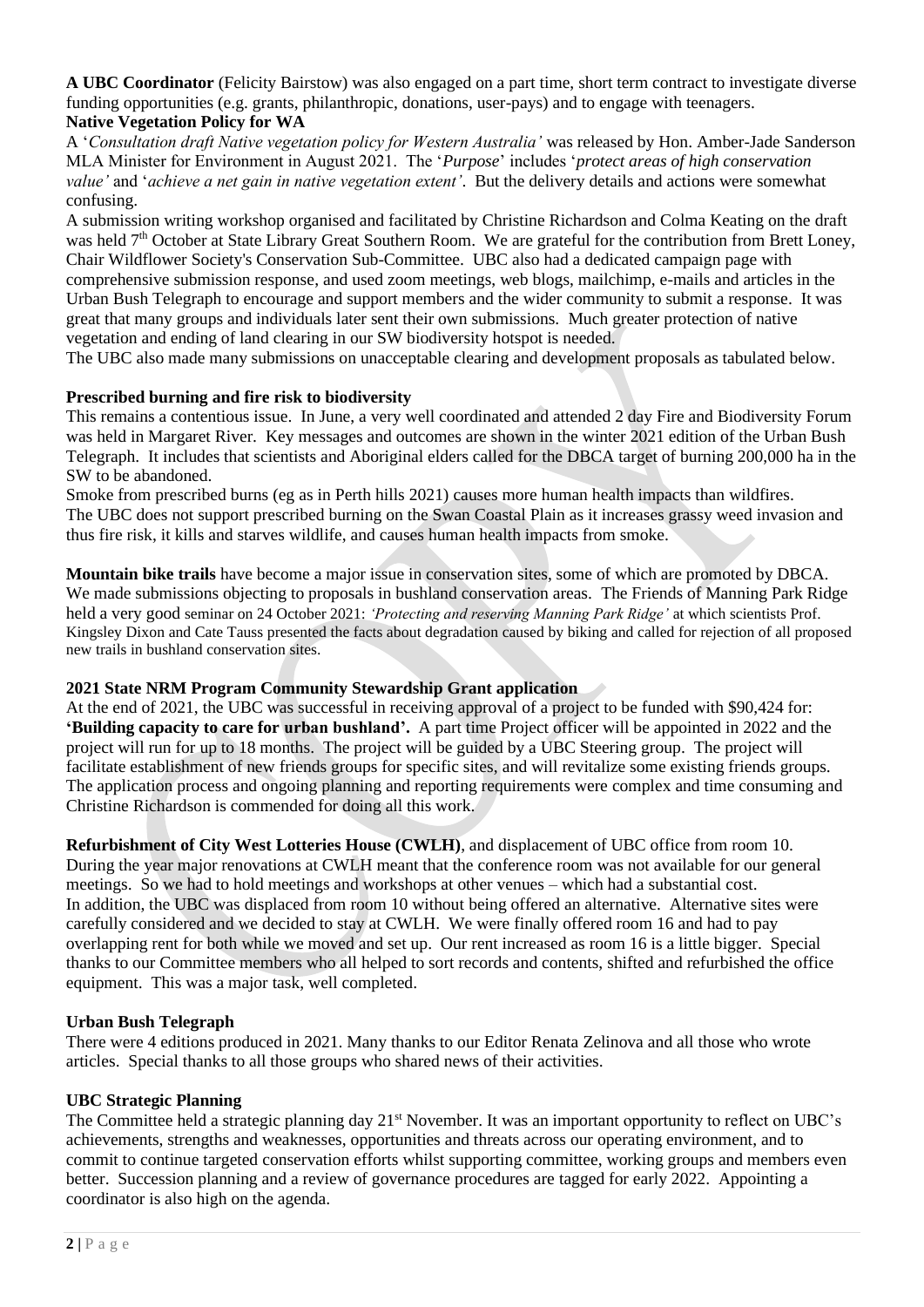**A UBC Coordinator** (Felicity Bairstow) was also engaged on a part time, short term contract to investigate diverse funding opportunities (e.g. grants, philanthropic, donations, user-pays) and to engage with teenagers.

**Native Vegetation Policy for WA**

A '*Consultation draft Native vegetation policy for Western Australia*' was released by Hon. Amber-Jade Sanderson MLA Minister for Environment in August 2021. The '*Purpose*' includes '*protect areas of high conservation value*' and '*achieve a net gain in native vegetation extent'*. But the delivery details and actions were somewhat confusing.

A submission writing workshop organised and facilitated by Christine Richardson and Colma Keating on the draft was held 7th October at State Library Great Southern Room. We are grateful for the contribution from Brett Loney, Chair Wildflower Society's Conservation Sub-Committee. UBC also had a dedicated campaign page with comprehensive submission response, and used zoom meetings, web blogs, mailchimp, e-mails and articles in the Urban Bush Telegraph to encourage and support members and the wider community to submit a response. It was great that many groups and individuals later sent their own submissions. Much greater protection of native vegetation and ending of land clearing in our SW biodiversity hotspot is needed.

The UBC also made many submissions on unacceptable clearing and development proposals as tabulated below.

**Prescribed burning and fire risk to biodiversity**

This remains a contentious issue. In June, a very well coordinated and attended 2 day Fire and Biodiversity Forum was held in Margaret River. Key messages and outcomes are shown in the winter 2021 edition of the Urban Bush Telegraph. It includes that scientists and Aboriginal elders called for the DBCA target of burning 200,000 ha in the SW to be abandoned.

Smoke from prescribed burns (eg as in Perth hills 2021) causes more human health impacts than wildfires. The UBC does not support prescribed burning on the Swan Coastal Plain as it increases grassy weed invasion and thus fire risk, it kills and starves wildlife, and causes human health impacts from smoke.

**Mountain bike trails** have become a major issue in conservation sites, some of which are promoted by DBCA. We made submissions objecting to proposals in bushland conservation areas. The Friends of Manning Park Ridge held a very good seminar on 24 October 2021: *'Protecting and reserving Manning Park Ridge'* at which scientists Prof. Kingsley Dixon and Cate Tauss presented the facts about degradation caused by biking and called for rejection of all proposed new trails in bushland conservation sites.

**2021 State NRM Program Community Stewardship Grant application**

At the end of 2021, the UBC was successful in receiving approval of a project to be funded with $90,424 for: **'Building capacity to care for urban bushland'.** A part time Project officer will be appointed in 2022 and the project will run for up to 18 months. The project will be guided by a UBC Steering group. The project will facilitate establishment of new friends groups for specific sites, and will revitalize some existing friends groups. The application process and ongoing planning and reporting requirements were complex and time consuming and Christine Richardson is commended for doing all this work.

**Refurbishment of City West Lotteries House (CWLH)**, and displacement of UBC office from room 10. During the year major renovations at CWLH meant that the conference room was not available for our general meetings. So we had to hold meetings and workshops at other venues – which had a substantial cost. In addition, the UBC was displaced from room 10 without being offered an alternative. Alternative sites were carefully considered and we decided to stay at CWLH. We were finally offered room 16 and had to pay overlapping rent for both while we moved and set up. Our rent increased as room 16 is a little bigger. Special thanks to our Committee members who all helped to sort records and contents, shifted and refurbished the office equipment. This was a major task, well completed.

**Urban Bush Telegraph**

There were 4 editions produced in 2021. Many thanks to our Editor Renata Zelinova and all those who wrote articles. Special thanks to all those groups who shared news of their activities.

**UBC Strategic Planning**

The Committee held a strategic planning day 21st November. It was an important opportunity to reflect on UBC's achievements, strengths and weaknesses, opportunities and threats across our operating environment, and to commit to continue targeted conservation efforts whilst supporting committee, working groups and members even better. Succession planning and a review of governance procedures are tagged for early 2022. Appointing a coordinator is also high on the agenda.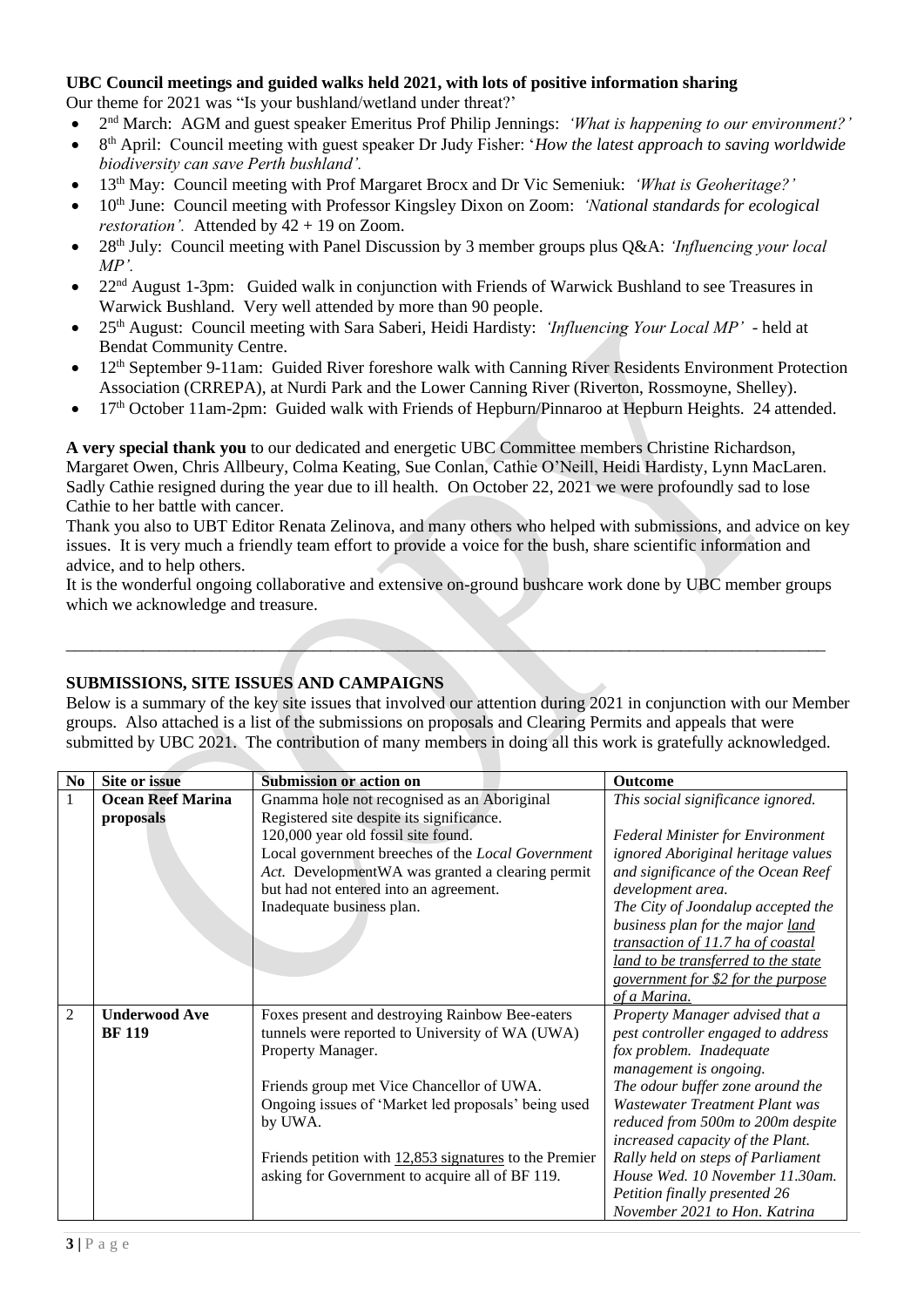**UBC Council meetings and guided walks held 2021, with lots of positive information sharing**

Our theme for 2021 was "Is your bushland/wetland under threat?"

- 2nd March: AGM and guest speaker Emeritus Prof Philip Jennings: *'What is happening to our environment?'*
- 8th April: Council meeting with guest speaker Dr Judy Fisher: '*How the latest approach to saving worldwide biodiversity can save Perth bushland'.*
- 13th May: Council meeting with Prof Margaret Brocx and Dr Vic Semeniuk: *'What is Geoheritage?'*
- 10th June: Council meeting with Professor Kingsley Dixon on Zoom: *'National standards for ecological restoration'.* Attended by 42 + 19 on Zoom.
- 28th July: Council meeting with Panel Discussion by 3 member groups plus Q&A: *'Influencing your local MP'.*
- 22nd August 1-3pm: Guided walk in conjunction with Friends of Warwick Bushland to see Treasures in Warwick Bushland. Very well attended by more than 90 people.
- 25th August: Council meeting with Sara Saberi, Heidi Hardisty: *'Influencing Your Local MP'* - held at Bendat Community Centre.
- 12th September 9-11am: Guided River foreshore walk with Canning River Residents Environment Protection Association (CRREPA), at Nurdi Park and the Lower Canning River (Riverton, Rossmoyne, Shelley).
- 17th October 11am-2pm: Guided walk with Friends of Hepburn/Pinnaroo at Hepburn Heights. 24 attended.

**A very special thank you** to our dedicated and energetic UBC Committee members Christine Richardson, Margaret Owen, Chris Allbeury, Colma Keating, Sue Conlan, Cathie O'Neill, Heidi Hardisty, Lynn MacLaren. Sadly Cathie resigned during the year due to ill health. On October 22, 2021 we were profoundly sad to lose Cathie to her battle with cancer.

Thank you also to UBT Editor Renata Zelinova, and many others who helped with submissions, and advice on key issues. It is very much a friendly team effort to provide a voice for the bush, share scientific information and advice, and to help others.

It is the wonderful ongoing collaborative and extensive on-ground bushcare work done by UBC member groups which we acknowledge and treasure.

---

## SUBMISSIONS, SITE ISSUES AND CAMPAIGNS

Below is a summary of the key site issues that involved our attention during 2021 in conjunction with our Member groups. Also attached is a list of the submissions on proposals and Clearing Permits and appeals that were submitted by UBC 2021. The contribution of many members in doing all this work is gratefully acknowledged.

| No | Site or issue | Submission or action on | Outcome |
|---|---|---|---|
| 1 | **Ocean Reef Marina proposals** | Gnamma hole not recognised as an Aboriginal Registered site despite its significance.<br>120,000 year old fossil site found.<br>Local government breeches of the *Local Government Act*. DevelopmentWA was granted a clearing permit but had not entered into an agreement.<br>Inadequate business plan. | *This social significance ignored.*<br><br>*Federal Minister for Environment ignored Aboriginal heritage values and significance of the Ocean Reef development area.*<br>*The City of Joondalup accepted the business plan for the major land transaction of 11.7 ha of coastal land to be transferred to the state government for $2 for the purpose of a Marina.* |
| 2 | **Underwood Ave BF 119** | Foxes present and destroying Rainbow Bee-eaters tunnels were reported to University of WA (UWA) Property Manager.<br><br>Friends group met Vice Chancellor of UWA.<br>Ongoing issues of 'Market led proposals' being used by UWA.<br><br>Friends petition with 12,853 signatures to the Premier asking for Government to acquire all of BF 119. | *Property Manager advised that a pest controller engaged to address fox problem. Inadequate management is ongoing.*<br>*The odour buffer zone around the Wastewater Treatment Plant was reduced from 500m to 200m despite increased capacity of the Plant.*<br>*Rally held on steps of Parliament House Wed. 10 November 11.30am.*<br>*Petition finally presented 26 November 2021 to Hon. Katrina* |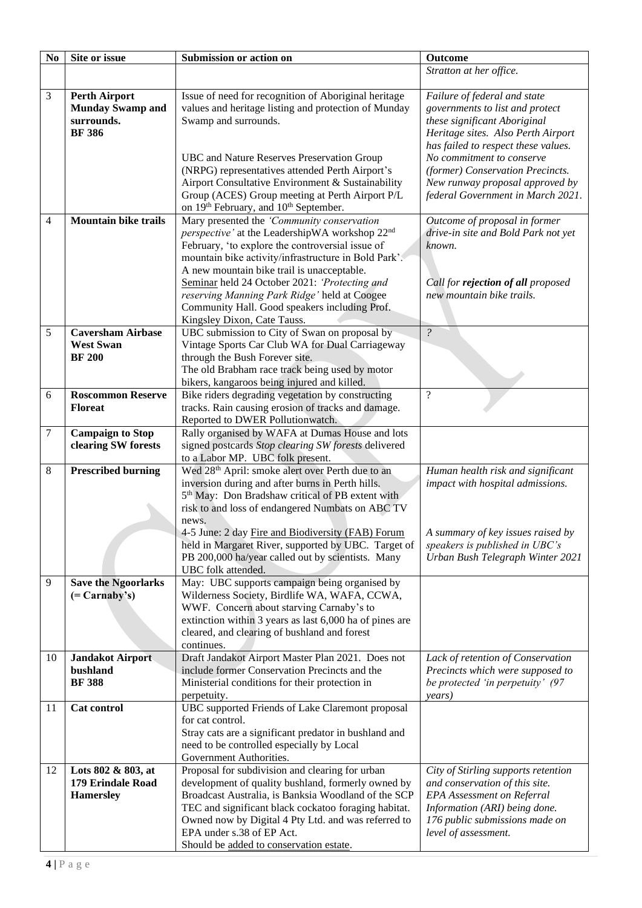| No | Site or issue | Submission or action on | Outcome |
|---|---|---|---|
| | | | *Stratton at her office.* |
| 3 | **Perth Airport Munday Swamp and surrounds. BF 386** | Issue of need for recognition of Aboriginal heritage values and heritage listing and protection of Munday Swamp and surrounds.<br><br>UBC and Nature Reserves Preservation Group (NRPG) representatives attended Perth Airport's Airport Consultative Environment & Sustainability Group (ACES) Group meeting at Perth Airport P/L on 19th February, and 10th September. | *Failure of federal and state governments to list and protect these significant Aboriginal Heritage sites. Also Perth Airport has failed to respect these values. No commitment to conserve (former) Conservation Precincts. New runway proposal approved by federal Government in March 2021.* |
| 4 | **Mountain bike trails** | Mary presented the *'Community conservation perspective'* at the LeadershipWA workshop 22nd February, 'to explore the controversial issue of mountain bike activity/infrastructure in Bold Park'. A new mountain bike trail is unacceptable.<br>Seminar held 24 October 2021: *'Protecting and reserving Manning Park Ridge'* held at Coogee Community Hall. Good speakers including Prof. Kingsley Dixon, Cate Tauss. | *Outcome of proposal in former drive-in site and Bold Park not yet known.*<br><br>*Call for **rejection of all** proposed new mountain bike trails.* |
| 5 | **Caversham Airbase West Swan BF 200** | UBC submission to City of Swan on proposal by Vintage Sports Car Club WA for Dual Carriageway through the Bush Forever site.<br>The old Brabham race track being used by motor bikers, kangaroos being injured and killed. | *?* |
| 6 | **Roscommon Reserve Floreat** | Bike riders degrading vegetation by constructing tracks. Rain causing erosion of tracks and damage. Reported to DWER Pollutionwatch. | ? |
| 7 | **Campaign to Stop clearing SW forests** | Rally organised by WAFA at Dumas House and lots signed postcards *Stop clearing SW forests* delivered to a Labor MP. UBC folk present. | |
| 8 | **Prescribed burning** | Wed 28th April: smoke alert over Perth due to an inversion during and after burns in Perth hills.<br>5th May: Don Bradshaw critical of PB extent with risk to and loss of endangered Numbats on ABC TV news.<br>4-5 June: 2 day Fire and Biodiversity (FAB) Forum held in Margaret River, supported by UBC. Target of PB 200,000 ha/year called out by scientists. Many UBC folk attended. | *Human health risk and significant impact with hospital admissions.*<br><br>*A summary of key issues raised by speakers is published in UBC's Urban Bush Telegraph Winter 2021* |
| 9 | **Save the Ngoorlarks (= Carnaby's)** | May: UBC supports campaign being organised by Wilderness Society, Birdlife WA, WAFA, CCWA, WWF. Concern about starving Carnaby's to extinction within 3 years as last 6,000 ha of pines are cleared, and clearing of bushland and forest continues. | |
| 10 | **Jandakot Airport bushland BF 388** | Draft Jandakot Airport Master Plan 2021. Does not include former Conservation Precincts and the Ministerial conditions for their protection in perpetuity. | *Lack of retention of Conservation Precincts which were supposed to be protected 'in perpetuity' (97 years)* |
| 11 | **Cat control** | UBC supported Friends of Lake Claremont proposal for cat control.<br>Stray cats are a significant predator in bushland and need to be controlled especially by Local Government Authorities. | |
| 12 | **Lots 802 & 803, at 179 Erindale Road Hamersley** | Proposal for subdivision and clearing for urban development of quality bushland, formerly owned by Broadcast Australia, is Banksia Woodland of the SCP TEC and significant black cockatoo foraging habitat. Owned now by Digital 4 Pty Ltd. and was referred to EPA under s.38 of EP Act.<br>Should be added to conservation estate. | *City of Stirling supports retention and conservation of this site. EPA Assessment on Referral Information (ARI) being done. 176 public submissions made on level of assessment.* |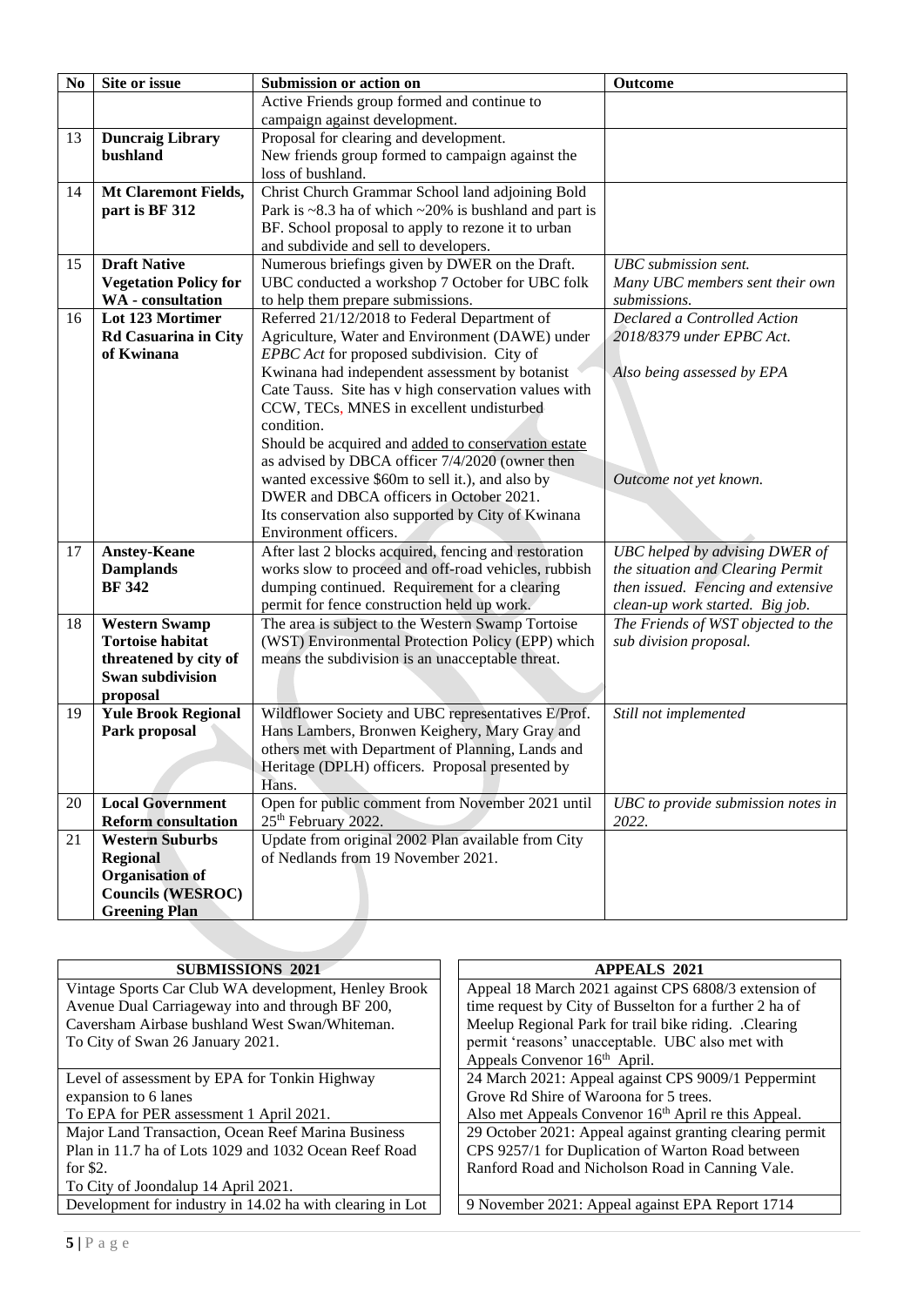| No | Site or issue | Submission or action on | Outcome |
|---|---|---|---|
| | | Active Friends group formed and continue to campaign against development. | |
| 13 | **Duncraig Library bushland** | Proposal for clearing and development. New friends group formed to campaign against the loss of bushland. | |
| 14 | **Mt Claremont Fields, part is BF 312** | Christ Church Grammar School land adjoining Bold Park is ~8.3 ha of which ~20% is bushland and part is BF. School proposal to apply to rezone it to urban and subdivide and sell to developers. | |
| 15 | **Draft Native Vegetation Policy for WA - consultation** | Numerous briefings given by DWER on the Draft. UBC conducted a workshop 7 October for UBC folk to help them prepare submissions. | *UBC submission sent. Many UBC members sent their own submissions.* |
| 16 | **Lot 123 Mortimer Rd Casuarina in City of Kwinana** | Referred 21/12/2018 to Federal Department of Agriculture, Water and Environment (DAWE) under *EPBC Act* for proposed subdivision. City of Kwinana had independent assessment by botanist Cate Tauss. Site has v high conservation values with CCW, TECs, MNES in excellent undisturbed condition. Should be acquired and added to conservation estate as advised by DBCA officer 7/4/2020 (owner then wanted excessive $60m to sell it.), and also by DWER and DBCA officers in October 2021. Its conservation also supported by City of Kwinana Environment officers. | *Declared a Controlled Action 2018/8379 under EPBC Act.* *Also being assessed by EPA* *Outcome not yet known.* |
| 17 | **Anstey-Keane Damplands BF 342** | After last 2 blocks acquired, fencing and restoration works slow to proceed and off-road vehicles, rubbish dumping continued. Requirement for a clearing permit for fence construction held up work. | *UBC helped by advising DWER of the situation and Clearing Permit then issued. Fencing and extensive clean-up work started. Big job.* |
| 18 | **Western Swamp Tortoise habitat threatened by city of Swan subdivision proposal** | The area is subject to the Western Swamp Tortoise (WST) Environmental Protection Policy (EPP) which means the subdivision is an unacceptable threat. | *The Friends of WST objected to the sub division proposal.* |
| 19 | **Yule Brook Regional Park proposal** | Wildflower Society and UBC representatives E/Prof. Hans Lambers, Bronwen Keighery, Mary Gray and others met with Department of Planning, Lands and Heritage (DPLH) officers. Proposal presented by Hans. | *Still not implemented* |
| 20 | **Local Government Reform consultation** | Open for public comment from November 2021 until 25th February 2022. | *UBC to provide submission notes in 2022.* |
| 21 | **Western Suburbs Regional Organisation of Councils (WESROC) Greening Plan** | Update from original 2002 Plan available from City of Nedlands from 19 November 2021. | |

| SUBMISSIONS 2021 |
|---|
| Vintage Sports Car Club WA development, Henley Brook Avenue Dual Carriageway into and through BF 200, Caversham Airbase bushland West Swan/Whiteman. To City of Swan 26 January 2021. |
| Level of assessment by EPA for Tonkin Highway expansion to 6 lanes To EPA for PER assessment 1 April 2021. |
| Major Land Transaction, Ocean Reef Marina Business Plan in 11.7 ha of Lots 1029 and 1032 Ocean Reef Road for $2. To City of Joondalup 14 April 2021. |
| Development for industry in 14.02 ha with clearing in Lot |

| APPEALS 2021 |
|---|
| Appeal 18 March 2021 against CPS 6808/3 extension of time request by City of Busselton for a further 2 ha of Meelup Regional Park for trail bike riding. .Clearing permit 'reasons' unacceptable. UBC also met with Appeals Convenor 16th April. |
| 24 March 2021: Appeal against CPS 9009/1 Peppermint Grove Rd Shire of Waroona for 5 trees. Also met Appeals Convenor 16th April re this Appeal. |
| 29 October 2021: Appeal against granting clearing permit CPS 9257/1 for Duplication of Warton Road between Ranford Road and Nicholson Road in Canning Vale. |
| 9 November 2021: Appeal against EPA Report 1714 |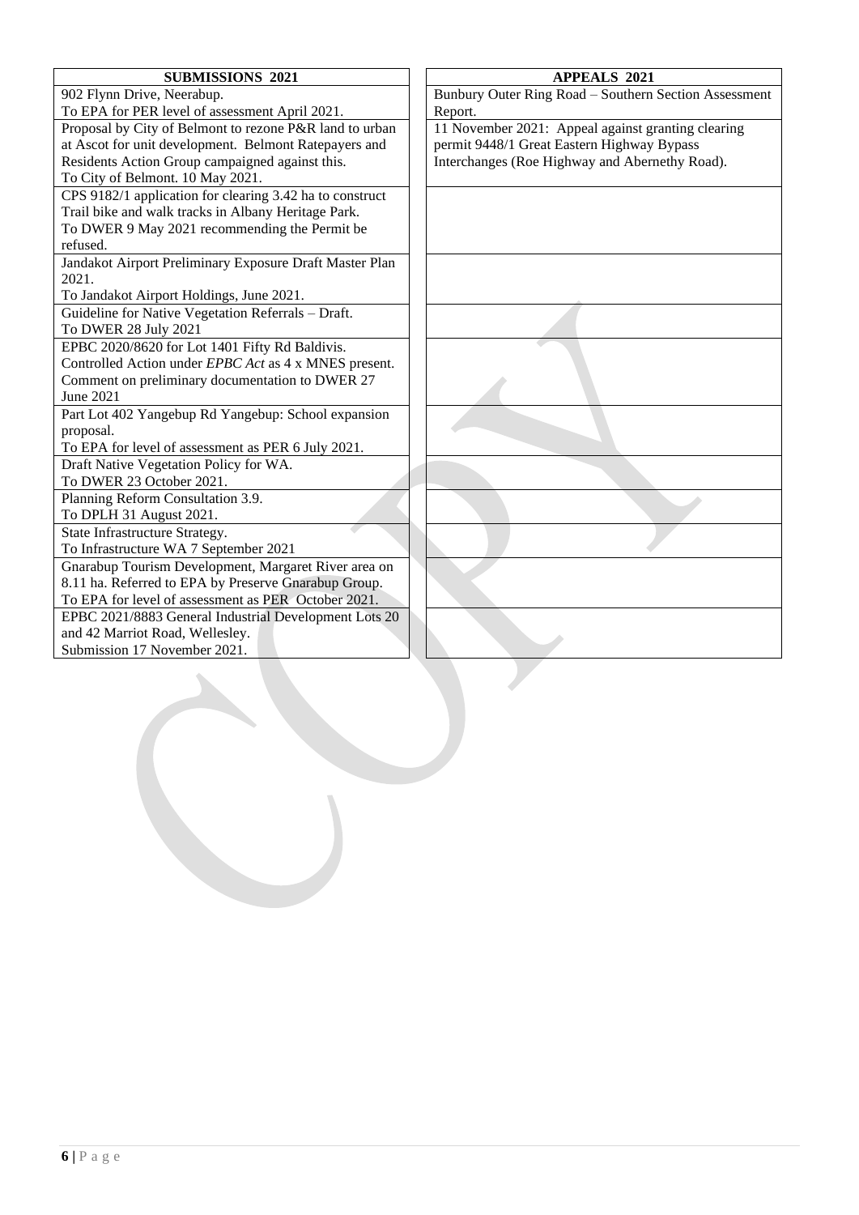| SUBMISSIONS 2021 |
|---|
| 902 Flynn Drive, Neerabup.<br>To EPA for PER level of assessment April 2021. |
| Proposal by City of Belmont to rezone P&R land to urban at Ascot for unit development. Belmont Ratepayers and Residents Action Group campaigned against this.<br>To City of Belmont. 10 May 2021. |
| CPS 9182/1 application for clearing 3.42 ha to construct Trail bike and walk tracks in Albany Heritage Park.<br>To DWER 9 May 2021 recommending the Permit be refused. |
| Jandakot Airport Preliminary Exposure Draft Master Plan 2021.<br>To Jandakot Airport Holdings, June 2021. |
| Guideline for Native Vegetation Referrals – Draft.<br>To DWER 28 July 2021 |
| EPBC 2020/8620 for Lot 1401 Fifty Rd Baldivis.<br>Controlled Action under *EPBC Act* as 4 x MNES present.<br>Comment on preliminary documentation to DWER 27 June 2021 |
| Part Lot 402 Yangebup Rd Yangebup: School expansion proposal.<br>To EPA for level of assessment as PER 6 July 2021. |
| Draft Native Vegetation Policy for WA.<br>To DWER 23 October 2021. |
| Planning Reform Consultation 3.9.<br>To DPLH 31 August 2021. |
| State Infrastructure Strategy.<br>To Infrastructure WA 7 September 2021 |
| Gnarabup Tourism Development, Margaret River area on 8.11 ha. Referred to EPA by Preserve Gnarabup Group.<br>To EPA for level of assessment as PER October 2021. |
| EPBC 2021/8883 General Industrial Development Lots 20 and 42 Marriot Road, Wellesley.<br>Submission 17 November 2021. |

| APPEALS 2021 |
|---|
| Bunbury Outer Ring Road – Southern Section Assessment Report. |
| 11 November 2021: Appeal against granting clearing permit 9448/1 Great Eastern Highway Bypass Interchanges (Roe Highway and Abernethy Road). |